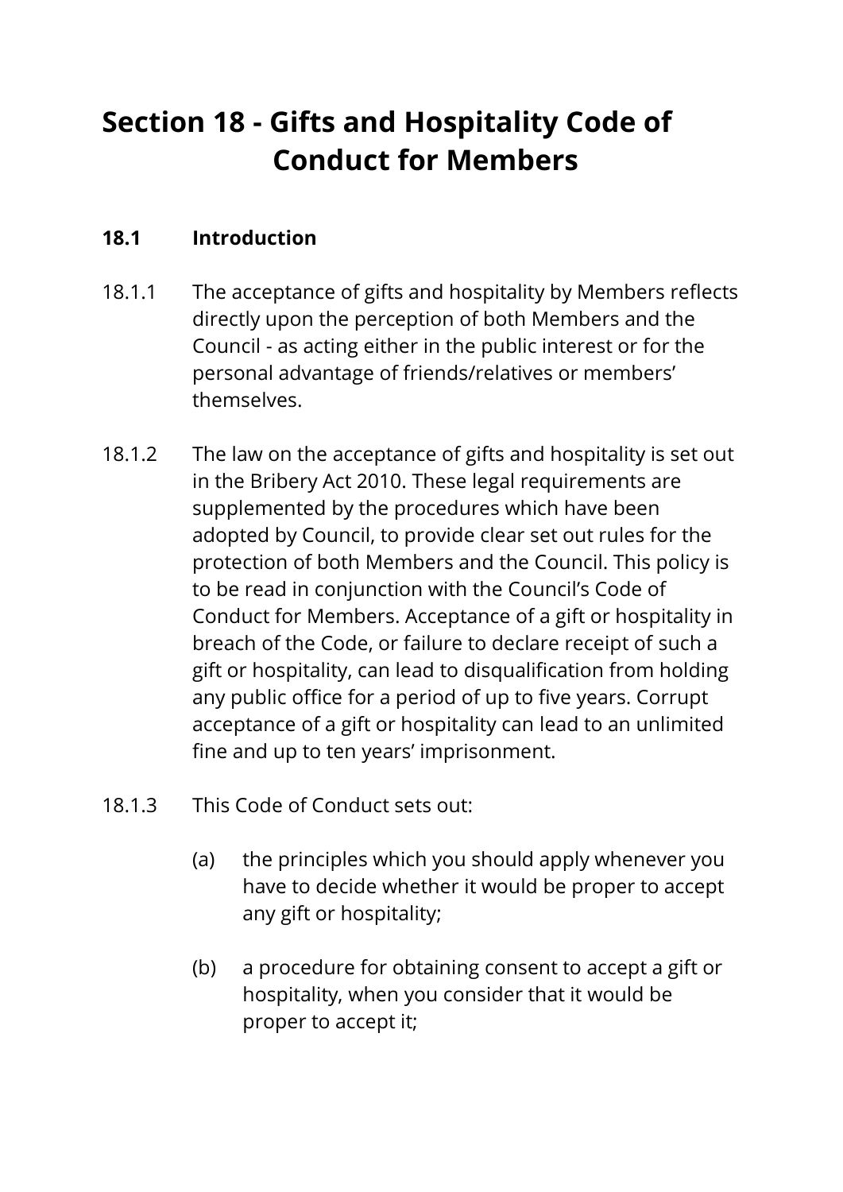# Section 18 - Gifts and Hospitality Code of Conduct for Members

## 18.1 Introduction

18.1.1 The acceptance of gifts and hospitality by Members reflects directly upon the perception of both Members and the Council - as acting either in the public interest or for the personal advantage of friends/relatives or members' themselves.

18.1.2 The law on the acceptance of gifts and hospitality is set out in the Bribery Act 2010. These legal requirements are supplemented by the procedures which have been adopted by Council, to provide clear set out rules for the protection of both Members and the Council. This policy is to be read in conjunction with the Council's Code of Conduct for Members. Acceptance of a gift or hospitality in breach of the Code, or failure to declare receipt of such a gift or hospitality, can lead to disqualification from holding any public office for a period of up to five years. Corrupt acceptance of a gift or hospitality can lead to an unlimited fine and up to ten years' imprisonment.

18.1.3 This Code of Conduct sets out:

(a) the principles which you should apply whenever you have to decide whether it would be proper to accept any gift or hospitality;

(b) a procedure for obtaining consent to accept a gift or hospitality, when you consider that it would be proper to accept it;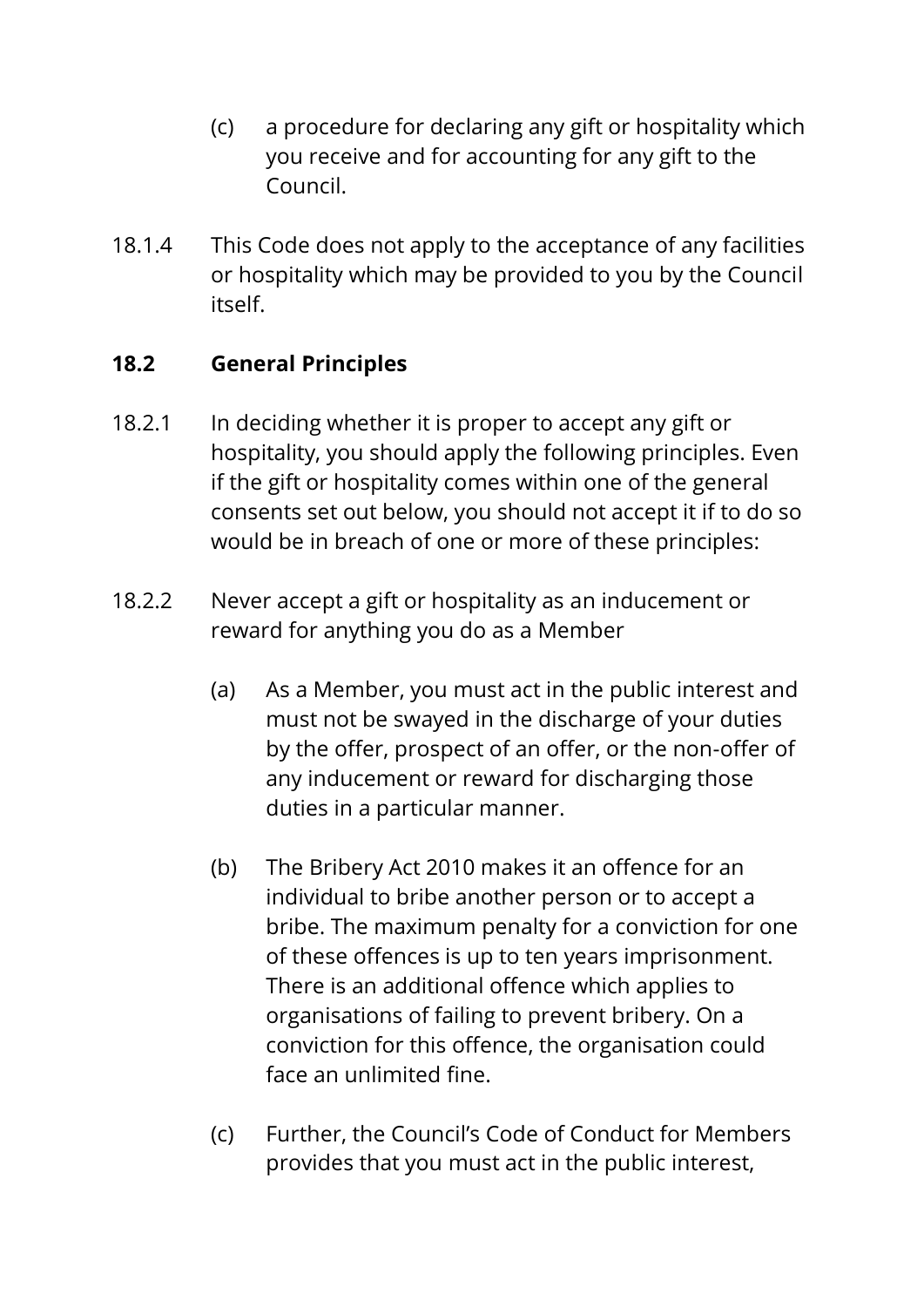(c) a procedure for declaring any gift or hospitality which you receive and for accounting for any gift to the Council.

18.1.4 This Code does not apply to the acceptance of any facilities or hospitality which may be provided to you by the Council itself.

### 18.2 General Principles

18.2.1 In deciding whether it is proper to accept any gift or hospitality, you should apply the following principles. Even if the gift or hospitality comes within one of the general consents set out below, you should not accept it if to do so would be in breach of one or more of these principles:

18.2.2 Never accept a gift or hospitality as an inducement or reward for anything you do as a Member

(a) As a Member, you must act in the public interest and must not be swayed in the discharge of your duties by the offer, prospect of an offer, or the non-offer of any inducement or reward for discharging those duties in a particular manner.

(b) The Bribery Act 2010 makes it an offence for an individual to bribe another person or to accept a bribe. The maximum penalty for a conviction for one of these offences is up to ten years imprisonment. There is an additional offence which applies to organisations of failing to prevent bribery. On a conviction for this offence, the organisation could face an unlimited fine.

(c) Further, the Council's Code of Conduct for Members provides that you must act in the public interest,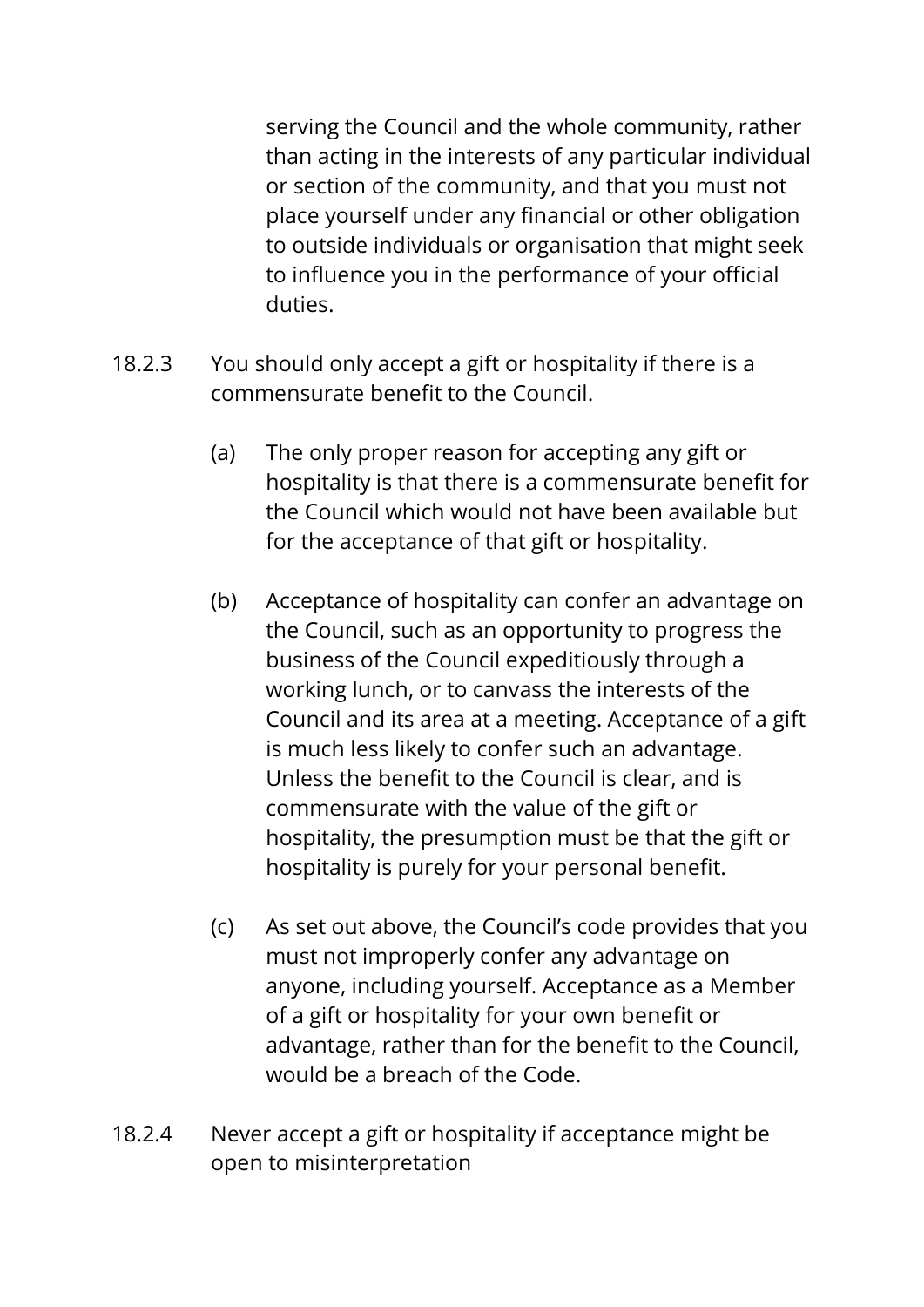serving the Council and the whole community, rather than acting in the interests of any particular individual or section of the community, and that you must not place yourself under any financial or other obligation to outside individuals or organisation that might seek to influence you in the performance of your official duties.

18.2.3 You should only accept a gift or hospitality if there is a commensurate benefit to the Council.

(a) The only proper reason for accepting any gift or hospitality is that there is a commensurate benefit for the Council which would not have been available but for the acceptance of that gift or hospitality.

(b) Acceptance of hospitality can confer an advantage on the Council, such as an opportunity to progress the business of the Council expeditiously through a working lunch, or to canvass the interests of the Council and its area at a meeting. Acceptance of a gift is much less likely to confer such an advantage. Unless the benefit to the Council is clear, and is commensurate with the value of the gift or hospitality, the presumption must be that the gift or hospitality is purely for your personal benefit.

(c) As set out above, the Council's code provides that you must not improperly confer any advantage on anyone, including yourself. Acceptance as a Member of a gift or hospitality for your own benefit or advantage, rather than for the benefit to the Council, would be a breach of the Code.

18.2.4 Never accept a gift or hospitality if acceptance might be open to misinterpretation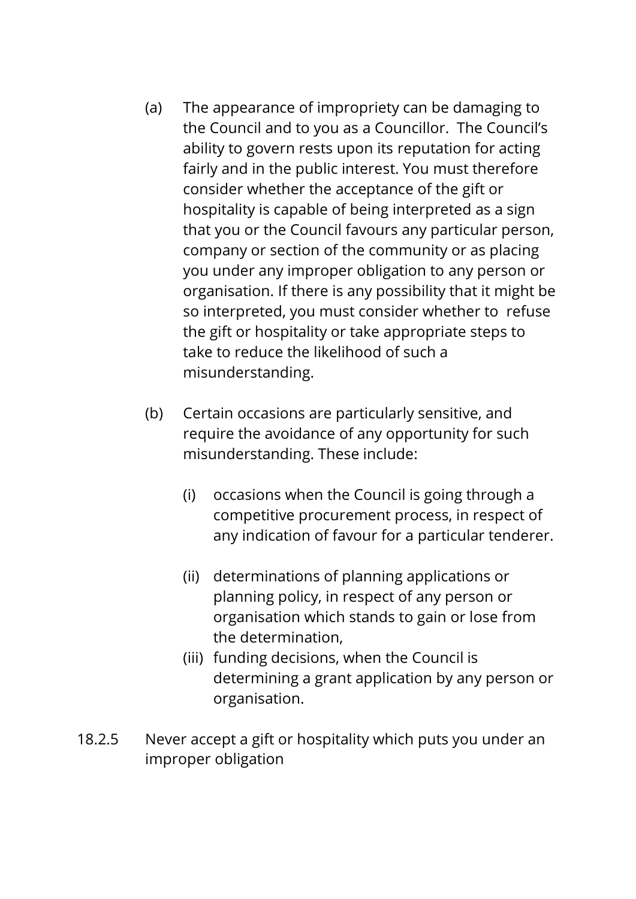(a) The appearance of impropriety can be damaging to the Council and to you as a Councillor. The Council's ability to govern rests upon its reputation for acting fairly and in the public interest. You must therefore consider whether the acceptance of the gift or hospitality is capable of being interpreted as a sign that you or the Council favours any particular person, company or section of the community or as placing you under any improper obligation to any person or organisation. If there is any possibility that it might be so interpreted, you must consider whether to refuse the gift or hospitality or take appropriate steps to take to reduce the likelihood of such a misunderstanding.

(b) Certain occasions are particularly sensitive, and require the avoidance of any opportunity for such misunderstanding. These include:

   (i) occasions when the Council is going through a competitive procurement process, in respect of any indication of favour for a particular tenderer.

   (ii) determinations of planning applications or planning policy, in respect of any person or organisation which stands to gain or lose from the determination,

   (iii) funding decisions, when the Council is determining a grant application by any person or organisation.

18.2.5 Never accept a gift or hospitality which puts you under an improper obligation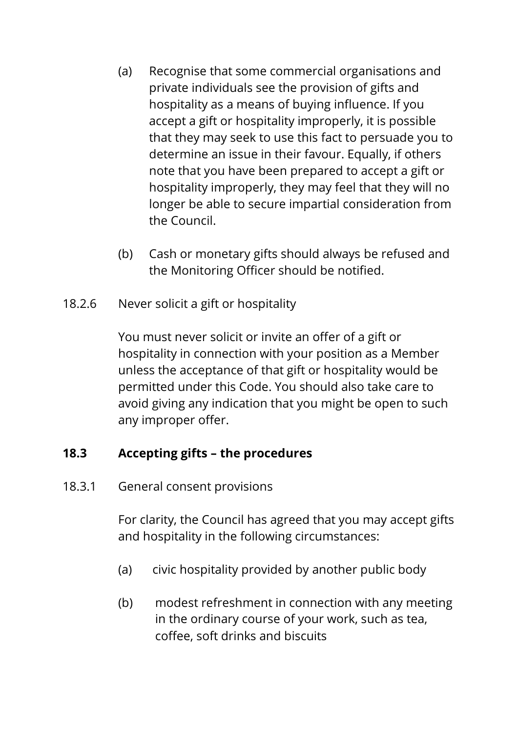(a) Recognise that some commercial organisations and private individuals see the provision of gifts and hospitality as a means of buying influence. If you accept a gift or hospitality improperly, it is possible that they may seek to use this fact to persuade you to determine an issue in their favour. Equally, if others note that you have been prepared to accept a gift or hospitality improperly, they may feel that they will no longer be able to secure impartial consideration from the Council.

(b) Cash or monetary gifts should always be refused and the Monitoring Officer should be notified.

18.2.6 Never solicit a gift or hospitality

You must never solicit or invite an offer of a gift or hospitality in connection with your position as a Member unless the acceptance of that gift or hospitality would be permitted under this Code. You should also take care to avoid giving any indication that you might be open to such any improper offer.

### 18.3 Accepting gifts – the procedures

18.3.1 General consent provisions

For clarity, the Council has agreed that you may accept gifts and hospitality in the following circumstances:

(a) civic hospitality provided by another public body

(b) modest refreshment in connection with any meeting in the ordinary course of your work, such as tea, coffee, soft drinks and biscuits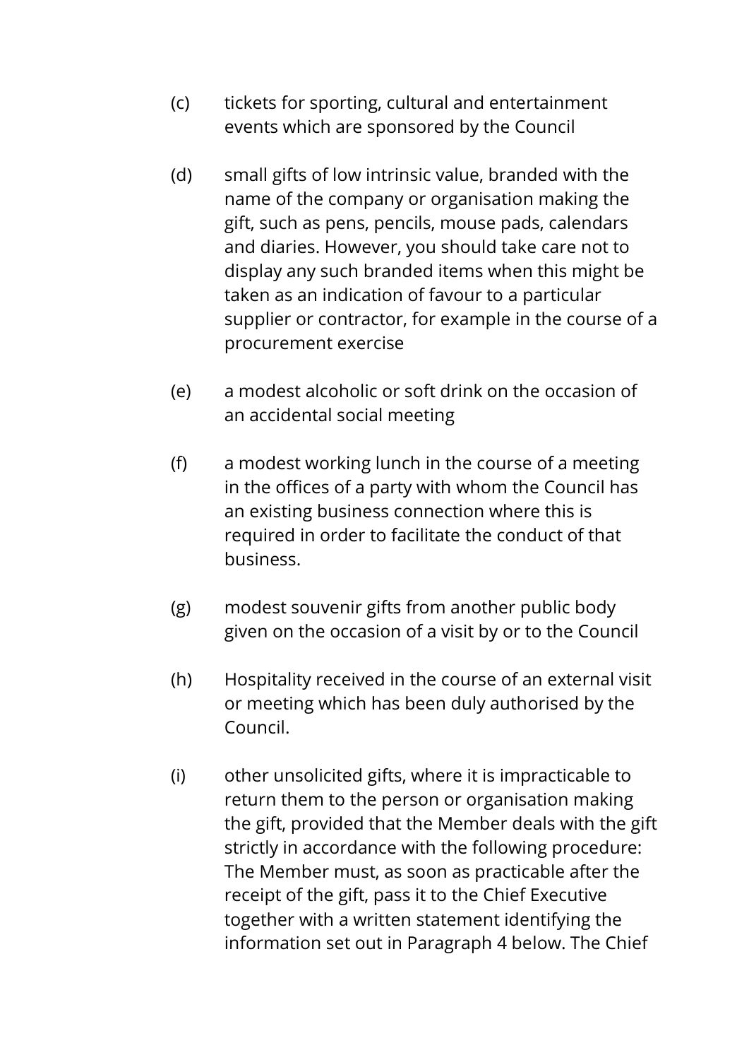(c) tickets for sporting, cultural and entertainment events which are sponsored by the Council

(d) small gifts of low intrinsic value, branded with the name of the company or organisation making the gift, such as pens, pencils, mouse pads, calendars and diaries. However, you should take care not to display any such branded items when this might be taken as an indication of favour to a particular supplier or contractor, for example in the course of a procurement exercise

(e) a modest alcoholic or soft drink on the occasion of an accidental social meeting

(f) a modest working lunch in the course of a meeting in the offices of a party with whom the Council has an existing business connection where this is required in order to facilitate the conduct of that business.

(g) modest souvenir gifts from another public body given on the occasion of a visit by or to the Council

(h) Hospitality received in the course of an external visit or meeting which has been duly authorised by the Council.

(i) other unsolicited gifts, where it is impracticable to return them to the person or organisation making the gift, provided that the Member deals with the gift strictly in accordance with the following procedure: The Member must, as soon as practicable after the receipt of the gift, pass it to the Chief Executive together with a written statement identifying the information set out in Paragraph 4 below. The Chief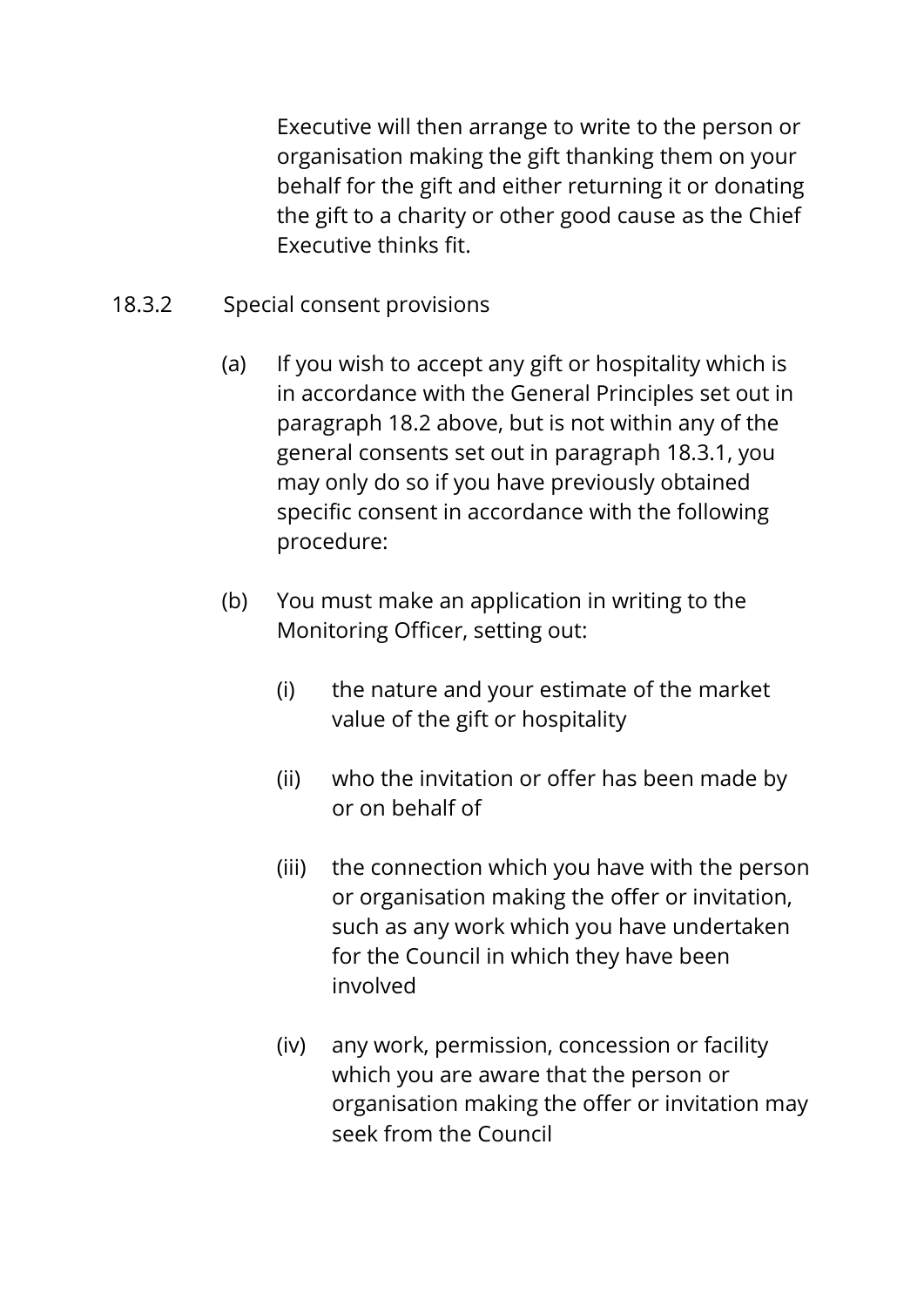Executive will then arrange to write to the person or organisation making the gift thanking them on your behalf for the gift and either returning it or donating the gift to a charity or other good cause as the Chief Executive thinks fit.

18.3.2 Special consent provisions

(a) If you wish to accept any gift or hospitality which is in accordance with the General Principles set out in paragraph 18.2 above, but is not within any of the general consents set out in paragraph 18.3.1, you may only do so if you have previously obtained specific consent in accordance with the following procedure:

(b) You must make an application in writing to the Monitoring Officer, setting out:

   (i) the nature and your estimate of the market value of the gift or hospitality

   (ii) who the invitation or offer has been made by or on behalf of

   (iii) the connection which you have with the person or organisation making the offer or invitation, such as any work which you have undertaken for the Council in which they have been involved

   (iv) any work, permission, concession or facility which you are aware that the person or organisation making the offer or invitation may seek from the Council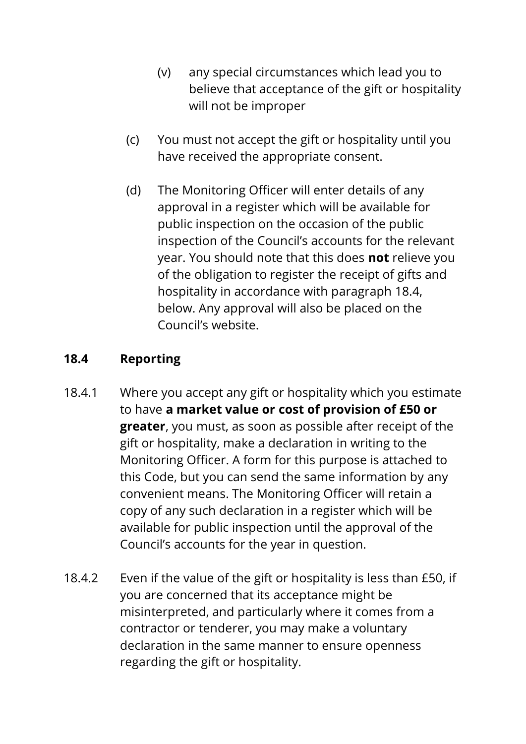(v) any special circumstances which lead you to believe that acceptance of the gift or hospitality will not be improper

(c) You must not accept the gift or hospitality until you have received the appropriate consent.

(d) The Monitoring Officer will enter details of any approval in a register which will be available for public inspection on the occasion of the public inspection of the Council's accounts for the relevant year. You should note that this does **not** relieve you of the obligation to register the receipt of gifts and hospitality in accordance with paragraph 18.4, below. Any approval will also be placed on the Council's website.

### 18.4 Reporting

18.4.1 Where you accept any gift or hospitality which you estimate to have **a market value or cost of provision of £50 or greater**, you must, as soon as possible after receipt of the gift or hospitality, make a declaration in writing to the Monitoring Officer. A form for this purpose is attached to this Code, but you can send the same information by any convenient means. The Monitoring Officer will retain a copy of any such declaration in a register which will be available for public inspection until the approval of the Council's accounts for the year in question.

18.4.2 Even if the value of the gift or hospitality is less than £50, if you are concerned that its acceptance might be misinterpreted, and particularly where it comes from a contractor or tenderer, you may make a voluntary declaration in the same manner to ensure openness regarding the gift or hospitality.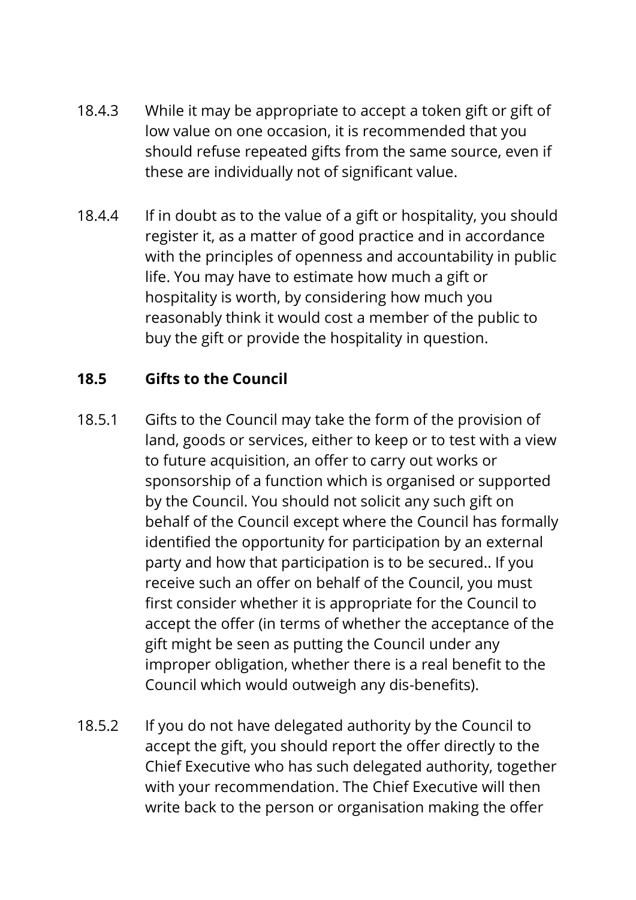18.4.3 While it may be appropriate to accept a token gift or gift of low value on one occasion, it is recommended that you should refuse repeated gifts from the same source, even if these are individually not of significant value.

18.4.4 If in doubt as to the value of a gift or hospitality, you should register it, as a matter of good practice and in accordance with the principles of openness and accountability in public life. You may have to estimate how much a gift or hospitality is worth, by considering how much you reasonably think it would cost a member of the public to buy the gift or provide the hospitality in question.

### 18.5 Gifts to the Council

18.5.1 Gifts to the Council may take the form of the provision of land, goods or services, either to keep or to test with a view to future acquisition, an offer to carry out works or sponsorship of a function which is organised or supported by the Council. You should not solicit any such gift on behalf of the Council except where the Council has formally identified the opportunity for participation by an external party and how that participation is to be secured.. If you receive such an offer on behalf of the Council, you must first consider whether it is appropriate for the Council to accept the offer (in terms of whether the acceptance of the gift might be seen as putting the Council under any improper obligation, whether there is a real benefit to the Council which would outweigh any dis-benefits).

18.5.2 If you do not have delegated authority by the Council to accept the gift, you should report the offer directly to the Chief Executive who has such delegated authority, together with your recommendation. The Chief Executive will then write back to the person or organisation making the offer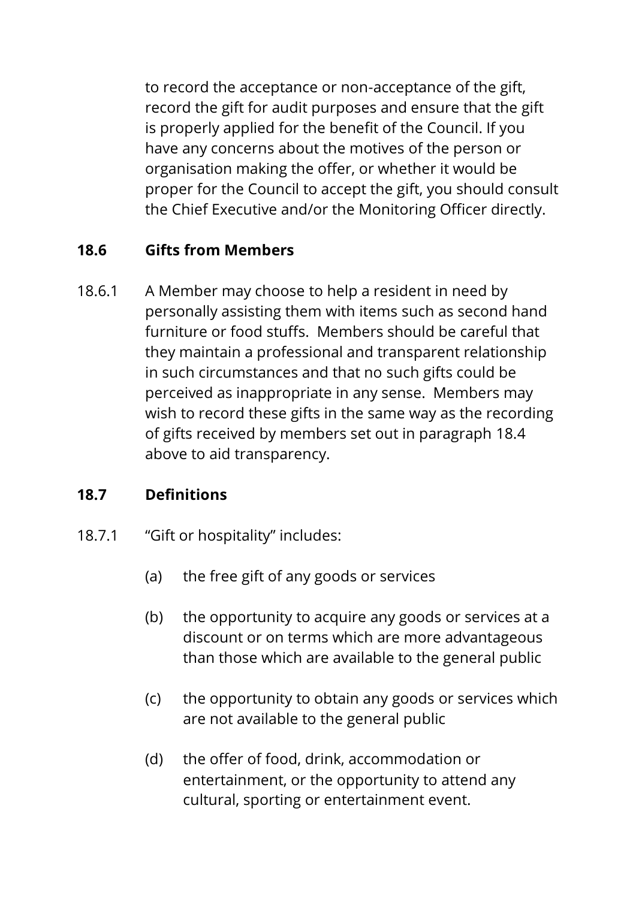to record the acceptance or non-acceptance of the gift, record the gift for audit purposes and ensure that the gift is properly applied for the benefit of the Council. If you have any concerns about the motives of the person or organisation making the offer, or whether it would be proper for the Council to accept the gift, you should consult the Chief Executive and/or the Monitoring Officer directly.

### 18.6 Gifts from Members

18.6.1 A Member may choose to help a resident in need by personally assisting them with items such as second hand furniture or food stuffs. Members should be careful that they maintain a professional and transparent relationship in such circumstances and that no such gifts could be perceived as inappropriate in any sense. Members may wish to record these gifts in the same way as the recording of gifts received by members set out in paragraph 18.4 above to aid transparency.

### 18.7 Definitions

18.7.1 "Gift or hospitality" includes:

(a) the free gift of any goods or services

(b) the opportunity to acquire any goods or services at a discount or on terms which are more advantageous than those which are available to the general public

(c) the opportunity to obtain any goods or services which are not available to the general public

(d) the offer of food, drink, accommodation or entertainment, or the opportunity to attend any cultural, sporting or entertainment event.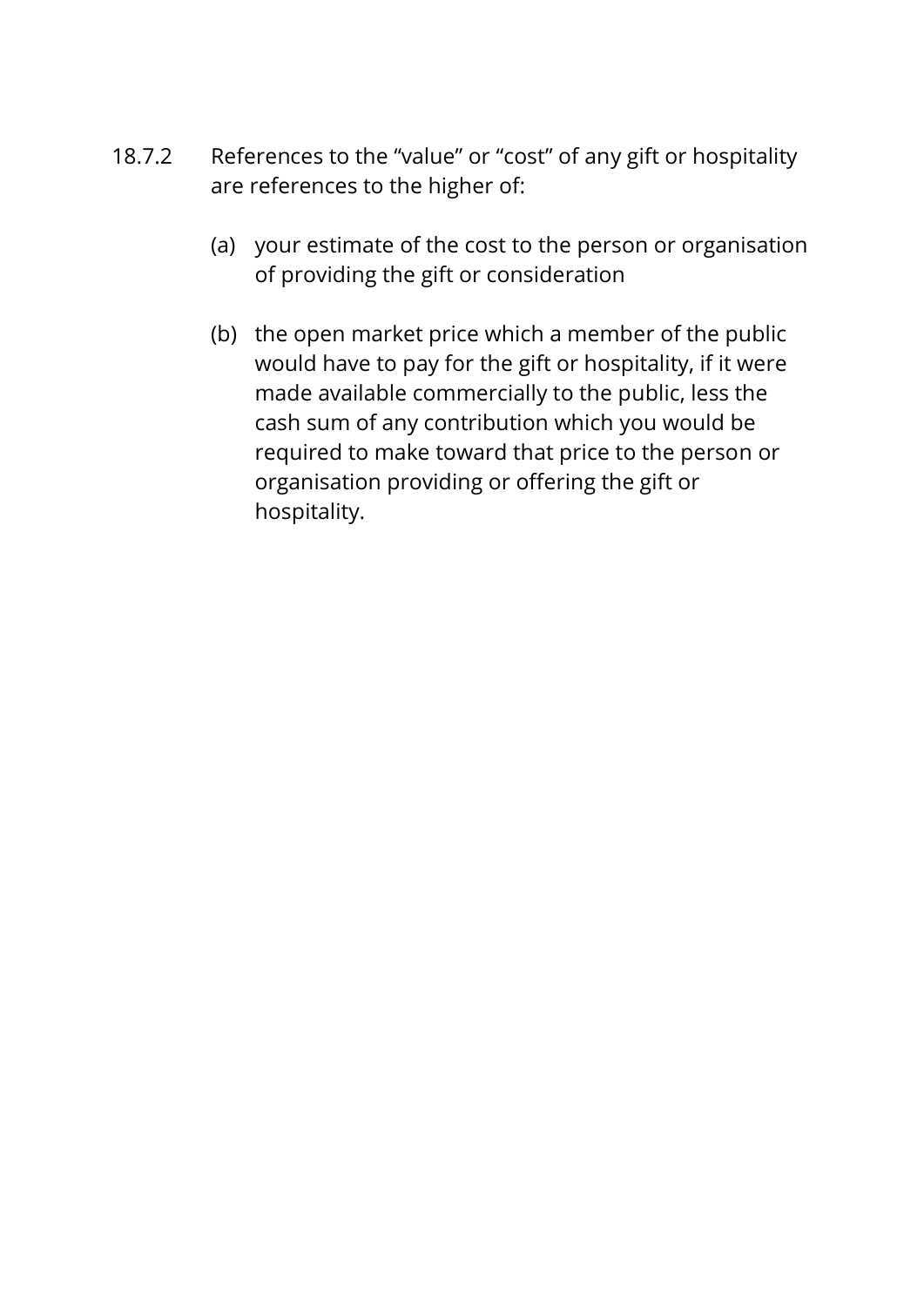18.7.2 References to the “value” or “cost” of any gift or hospitality are references to the higher of:

(a) your estimate of the cost to the person or organisation of providing the gift or consideration

(b) the open market price which a member of the public would have to pay for the gift or hospitality, if it were made available commercially to the public, less the cash sum of any contribution which you would be required to make toward that price to the person or organisation providing or offering the gift or hospitality.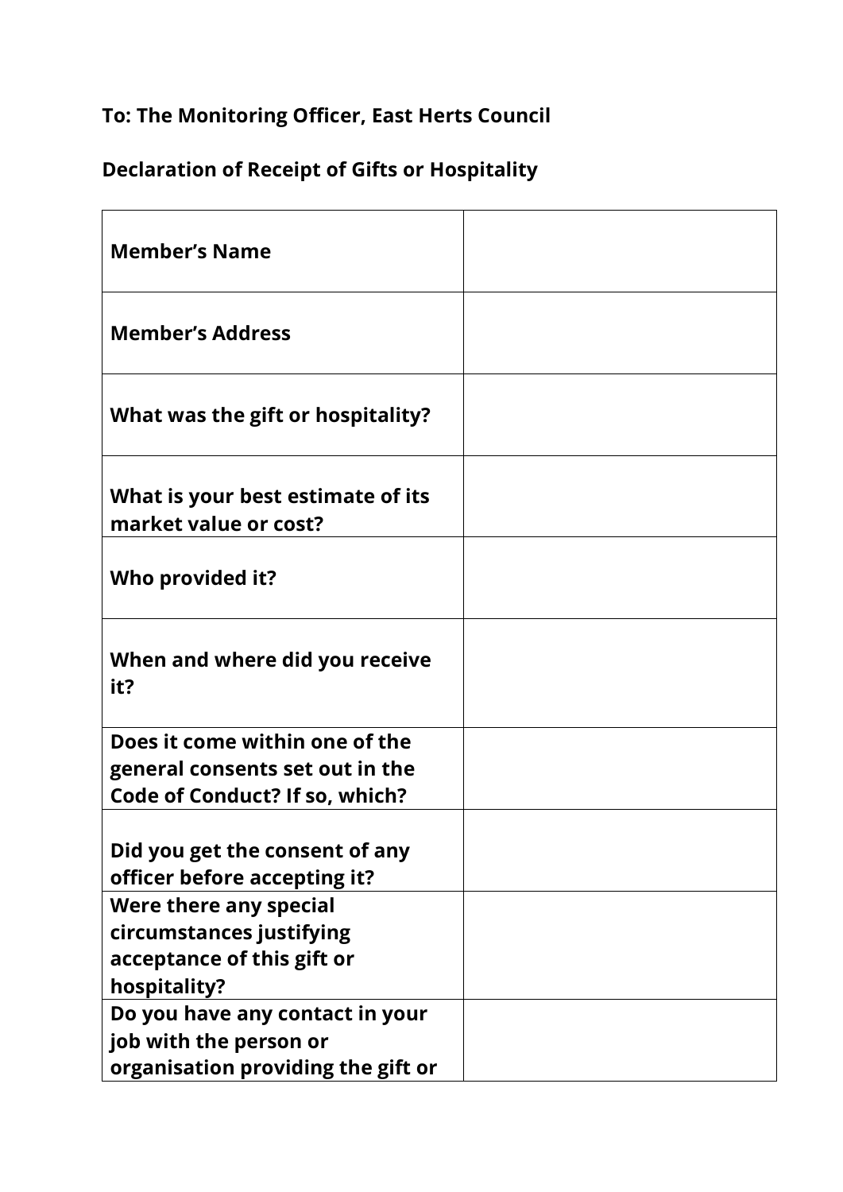**To: The Monitoring Officer, East Herts Council**

**Declaration of Receipt of Gifts or Hospitality**

| | |
|---|---|
| **Member's Name** | |
| **Member's Address** | |
| **What was the gift or hospitality?** | |
| **What is your best estimate of its market value or cost?** | |
| **Who provided it?** | |
| **When and where did you receive it?** | |
| **Does it come within one of the general consents set out in the Code of Conduct? If so, which?** | |
| **Did you get the consent of any officer before accepting it?** | |
| **Were there any special circumstances justifying acceptance of this gift or hospitality?** | |
| **Do you have any contact in your job with the person or organisation providing the gift or** | |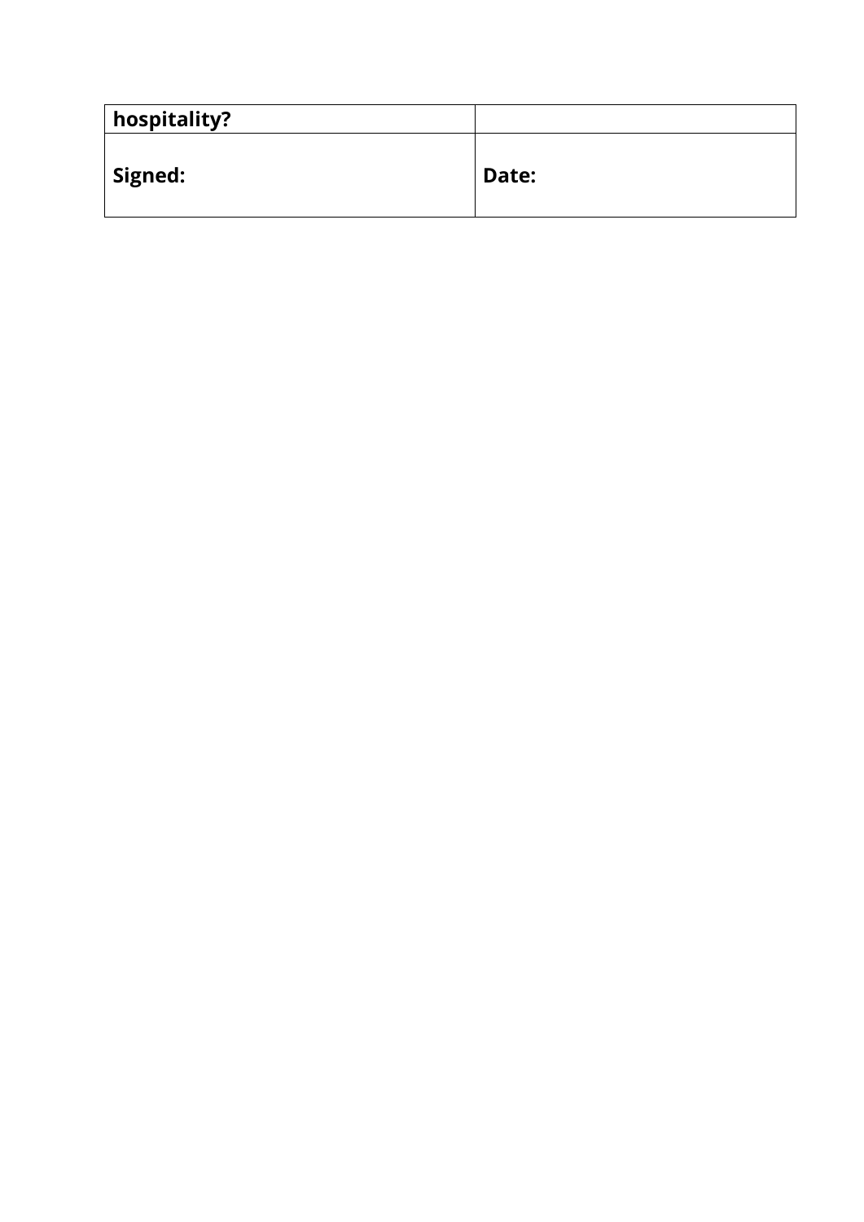| | |
|---|---|
| **hospitality?** | |
| **Signed:** | **Date:** |